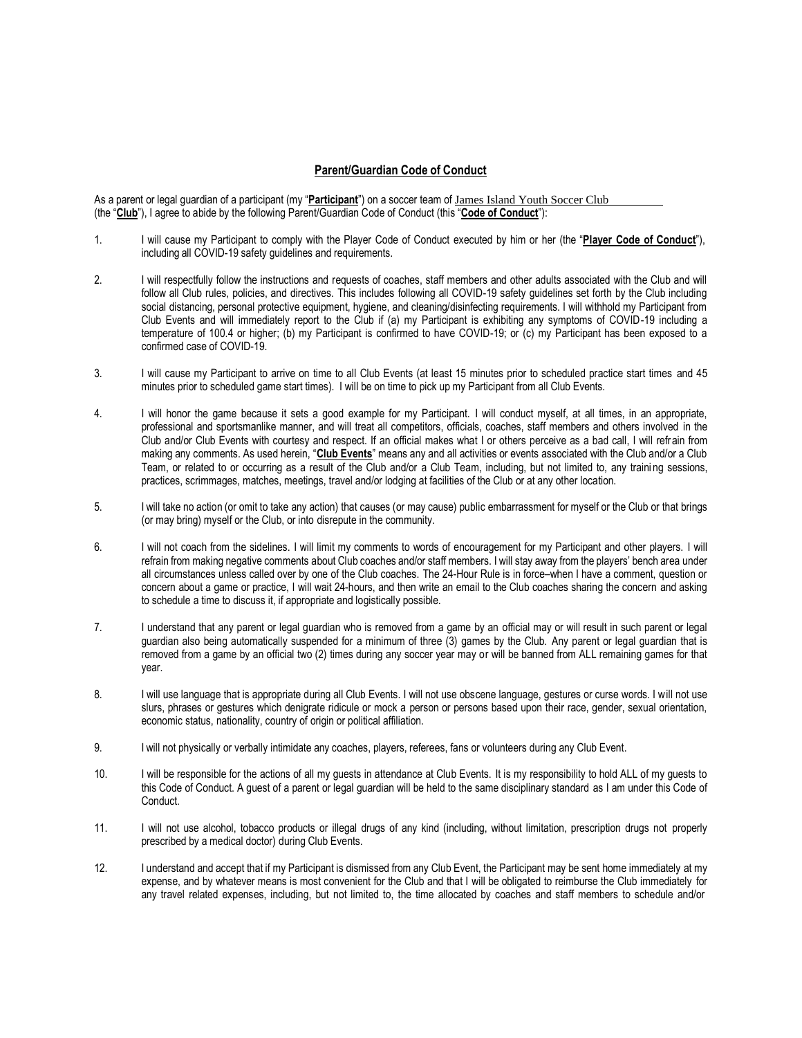## **Parent/Guardian Code of Conduct**

As a parent or legal guardian of a participant (my "**Participant**") on a soccer team of James Island Youth Soccer Club (the "**Club**"), I agree to abide by the following Parent/Guardian Code of Conduct (this "**Code of Conduct**"):

1. I will cause my Participant to comply with the Player Code of Conduct executed by him or her (the "**Player Code of Conduct**"), including all COVID-19 safety guidelines and requirements.

2. I will respectfully follow the instructions and requests of coaches, staff members and other adults associated with the Club and will follow all Club rules, policies, and directives. This includes following all COVID-19 safety guidelines set forth by the Club including social distancing, personal protective equipment, hygiene, and cleaning/disinfecting requirements. I will withhold my Participant from Club Events and will immediately report to the Club if (a) my Participant is exhibiting any symptoms of COVID-19 including a temperature of 100.4 or higher; (b) my Participant is confirmed to have COVID-19; or (c) my Participant has been exposed to a confirmed case of COVID-19.

3. I will cause my Participant to arrive on time to all Club Events (at least 15 minutes prior to scheduled practice start times and 45 minutes prior to scheduled game start times). I will be on time to pick up my Participant from all Club Events.

4. I will honor the game because it sets a good example for my Participant. I will conduct myself, at all times, in an appropriate, professional and sportsmanlike manner, and will treat all competitors, officials, coaches, staff members and others involved in the Club and/or Club Events with courtesy and respect. If an official makes what I or others perceive as a bad call, I will refrain from making any comments. As used herein, "**Club Events**" means any and all activities or events associated with the Club and/or a Club Team, or related to or occurring as a result of the Club and/or a Club Team, including, but not limited to, any training sessions, practices, scrimmages, matches, meetings, travel and/or lodging at facilities of the Club or at any other location.

5. I will take no action (or omit to take any action) that causes (or may cause) public embarrassment for myself or the Club or that brings (or may bring) myself or the Club, or into disrepute in the community.

6. I will not coach from the sidelines. I will limit my comments to words of encouragement for my Participant and other players. I will refrain from making negative comments about Club coaches and/or staff members. I will stay away from the players' bench area under all circumstances unless called over by one of the Club coaches. The 24-Hour Rule is in force–when I have a comment, question or concern about a game or practice, I will wait 24-hours, and then write an email to the Club coaches sharing the concern and asking to schedule a time to discuss it, if appropriate and logistically possible.

7. I understand that any parent or legal guardian who is removed from a game by an official may or will result in such parent or legal guardian also being automatically suspended for a minimum of three (3) games by the Club. Any parent or legal guardian that is removed from a game by an official two (2) times during any soccer year may or will be banned from ALL remaining games for that year.

8. I will use language that is appropriate during all Club Events. I will not use obscene language, gestures or curse words. I will not use slurs, phrases or gestures which denigrate ridicule or mock a person or persons based upon their race, gender, sexual orientation, economic status, nationality, country of origin or political affiliation.

9. I will not physically or verbally intimidate any coaches, players, referees, fans or volunteers during any Club Event.

10. I will be responsible for the actions of all my guests in attendance at Club Events. It is my responsibility to hold ALL of my guests to this Code of Conduct. A guest of a parent or legal guardian will be held to the same disciplinary standard as I am under this Code of Conduct.

11. I will not use alcohol, tobacco products or illegal drugs of any kind (including, without limitation, prescription drugs not properly prescribed by a medical doctor) during Club Events.

12. I understand and accept that if my Participant is dismissed from any Club Event, the Participant may be sent home immediately at my expense, and by whatever means is most convenient for the Club and that I will be obligated to reimburse the Club immediately for any travel related expenses, including, but not limited to, the time allocated by coaches and staff members to schedule and/or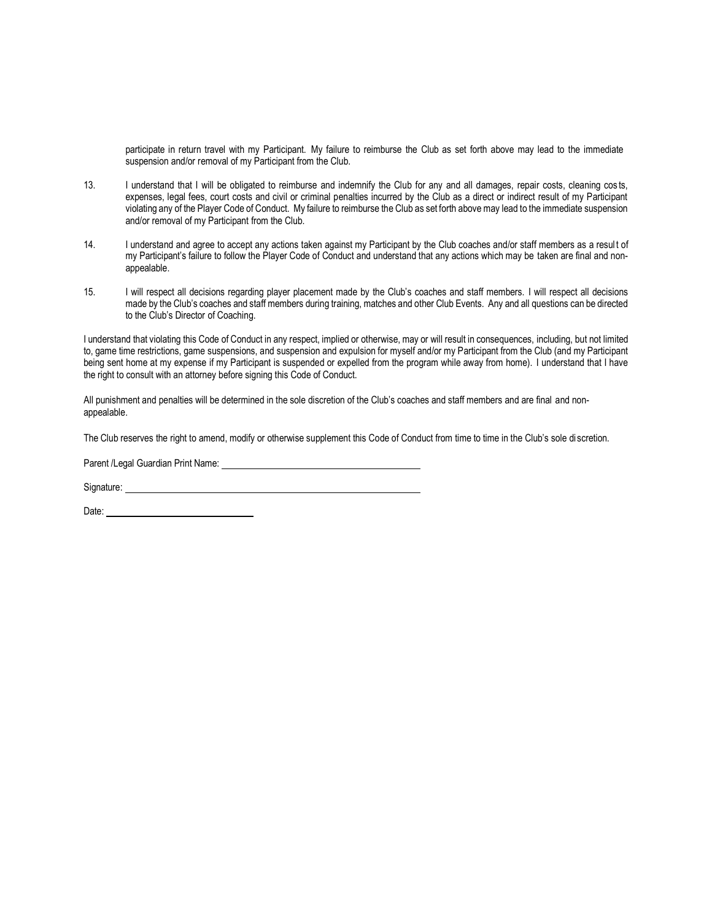participate in return travel with my Participant. My failure to reimburse the Club as set forth above may lead to the immediate suspension and/or removal of my Participant from the Club.

13. I understand that I will be obligated to reimburse and indemnify the Club for any and all damages, repair costs, cleaning costs, expenses, legal fees, court costs and civil or criminal penalties incurred by the Club as a direct or indirect result of my Participant violating any of the Player Code of Conduct. My failure to reimburse the Club as set forth above may lead to the immediate suspension and/or removal of my Participant from the Club.

14. I understand and agree to accept any actions taken against my Participant by the Club coaches and/or staff members as a result of my Participant's failure to follow the Player Code of Conduct and understand that any actions which may be taken are final and non-appealable.

15. I will respect all decisions regarding player placement made by the Club's coaches and staff members. I will respect all decisions made by the Club's coaches and staff members during training, matches and other Club Events. Any and all questions can be directed to the Club's Director of Coaching.

I understand that violating this Code of Conduct in any respect, implied or otherwise, may or will result in consequences, including, but not limited to, game time restrictions, game suspensions, and suspension and expulsion for myself and/or my Participant from the Club (and my Participant being sent home at my expense if my Participant is suspended or expelled from the program while away from home). I understand that I have the right to consult with an attorney before signing this Code of Conduct.

All punishment and penalties will be determined in the sole discretion of the Club's coaches and staff members and are final and non-appealable.

The Club reserves the right to amend, modify or otherwise supplement this Code of Conduct from time to time in the Club's sole discretion.

Parent /Legal Guardian Print Name: ________________________________

Signature: ________________________________________________

Date: ________________________